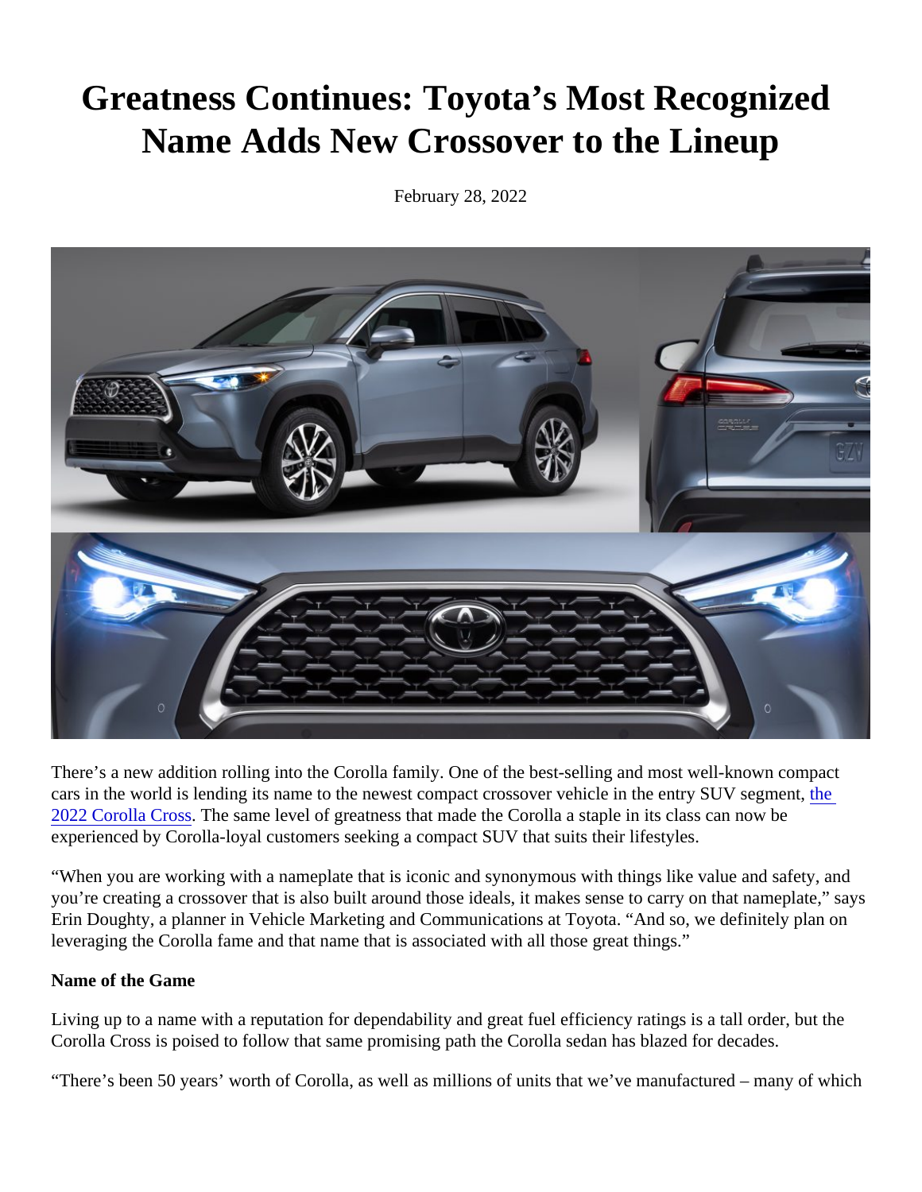# Greatness Continues: Toyota's Most Recognized Name Adds New Crossover to the Lineup

February 28, 2022

There's a new addition rolling into the Corolla family. One of the best-selling and most well-known compact cars in the world is lending its name to the newest compact crossover vehicle in the entry SUV segment, the 2022 Corolla Cross. The same level of greatness that made the Corolla a staple in its class can now be experienced by Corolla-loyal customers seeking a compact SUV that suits their lifestyles.

"When you are working with a nameplate that is iconic and synonymous with things like value and safety, and you're creating a crossover that is also built around those ideals, it makes sense to carry on that nameplate," says Erin Doughty, a planner in Vehicle Marketing and Communications at Toyota. "And so, we definitely plan on leveraging the Corolla fame and that name that is associated with all those great things."

**Name of the Game**

Living up to a name with a reputation for dependability and great fuel efficiency ratings is a tall order, but the Corolla Cross is poised to follow that same promising path the Corolla sedan has blazed for decades.

"There's been 50 years' worth of Corolla, as well as millions of units that we've manufactured – many of which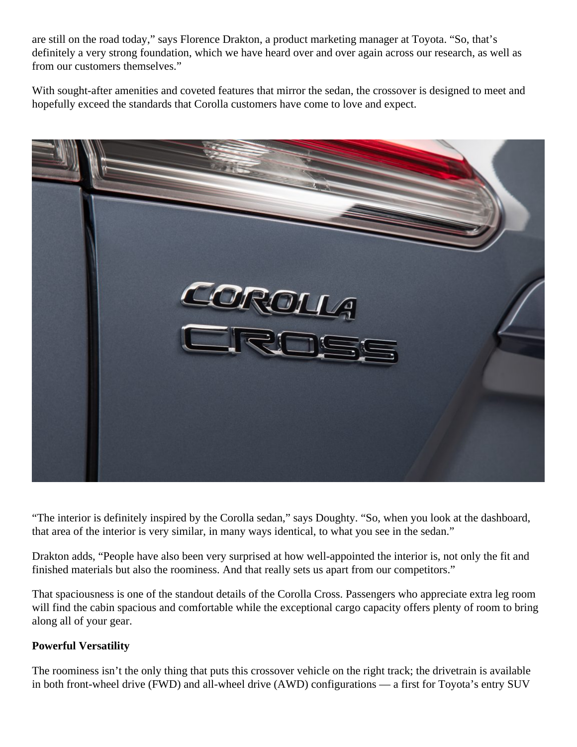are still on the road today," says Florence Drakton, a product marketing manager at Toyota. "So, that's definitely a very strong foundation, which we have heard over and over again across our research, as well as from our customers themselves."

With sought-after amenities and coveted features that mirror the sedan, the crossover is designed to meet and hopefully exceed the standards that Corolla customers have come to love and expect.

"The interior is definitely inspired by the Corolla sedan," says Doughty. "So, when you look at the dashboard, that area of the interior is very similar, in many ways identical, to what you see in the sedan."

Drakton adds, "People have also been very surprised at how well-appointed the interior is, not only the fit and finished materials but also the roominess. And that really sets us apart from our competitors."

That spaciousness is one of the standout details of the Corolla Cross. Passengers who appreciate extra leg room will find the cabin spacious and comfortable while the exceptional cargo capacity offers plenty of room to bring along all of your gear.

**Powerful Versatility**

The roominess isn't the only thing that puts this crossover vehicle on the right track; the drivetrain is available in both front-wheel drive (FWD) and all-wheel drive (AWD) configurations — a first for Toyota's entry SUV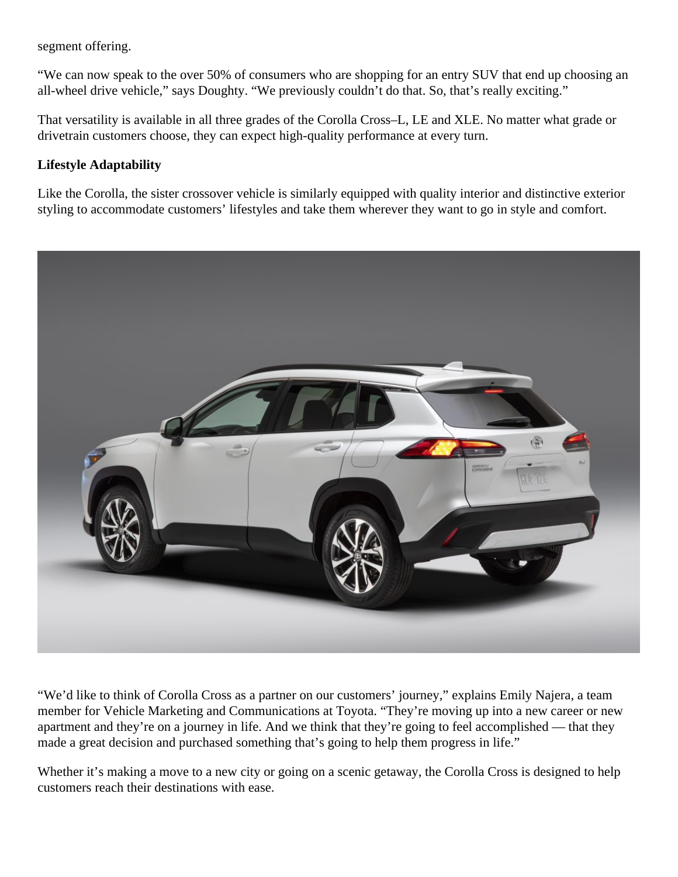segment offering.

"We can now speak to the over 50% of consumers who are shopping for an entry SUV that end up choosing an all-wheel drive vehicle," says Doughty. "We previously couldn't do that. So, that's really exciting."

That versatility is available in all three grades of the Corolla Cross–L, LE and XLE. No matter what grade or drivetrain customers choose, they can expect high-quality performance at every turn.

**Lifestyle Adaptability**

Like the Corolla, the sister crossover vehicle is similarly equipped with quality interior and distinctive exterior styling to accommodate customers' lifestyles and take them wherever they want to go in style and comfort.

"We'd like to think of Corolla Cross as a partner on our customers' journey," explains Emily Najera, a team member for Vehicle Marketing and Communications at Toyota. "They're moving up into a new career or new apartment and they're on a journey in life. And we think that they're going to feel accomplished — that they made a great decision and purchased something that's going to help them progress in life."

Whether it's making a move to a new city or going on a scenic getaway, the Corolla Cross is designed to help customers reach their destinations with ease.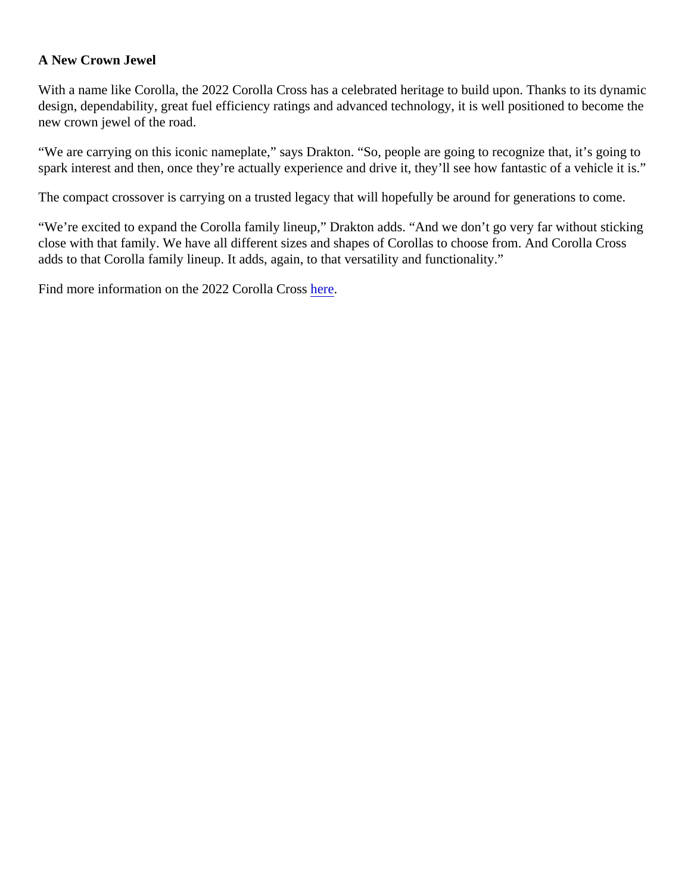**A New Crown Jewel**

With a name like Corolla, the 2022 Corolla Cross has a celebrated heritage to build upon. Thanks to its dynamic design, dependability, great fuel efficiency ratings and advanced technology, it is well positioned to become the new crown jewel of the road.

"We are carrying on this iconic nameplate," says Drakton. "So, people are going to recognize that, it's going to spark interest and then, once they're actually experience and drive it, they'll see how fantastic of a vehicle it is."

The compact crossover is carrying on a trusted legacy that will hopefully be around for generations to come.

"We're excited to expand the Corolla family lineup," Drakton adds. "And we don't go very far without sticking close with that family. We have all different sizes and shapes of Corollas to choose from. And Corolla Cross adds to that Corolla family lineup. It adds, again, to that versatility and functionality."

Find more information on the 2022 Corolla Cross here.